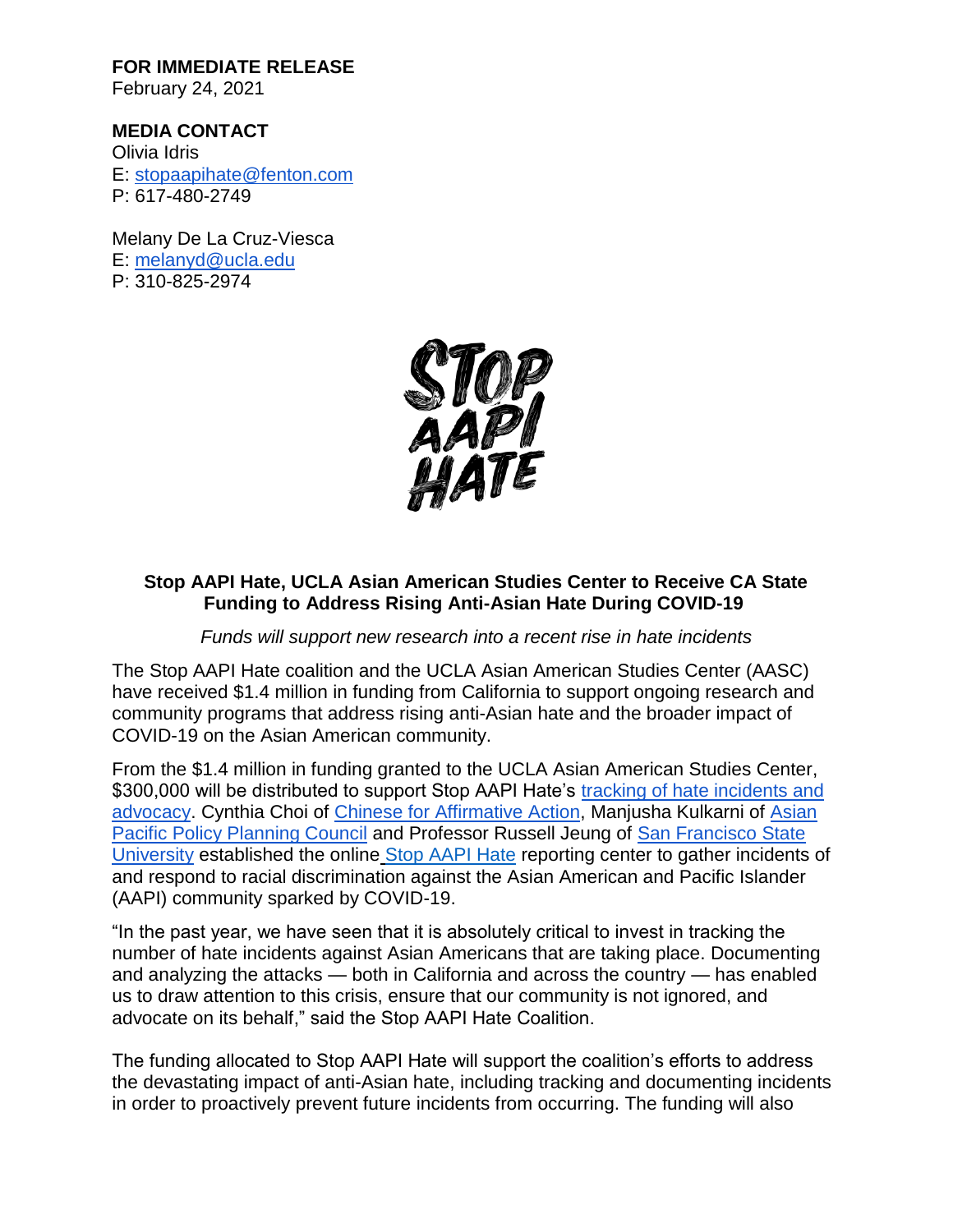**FOR IMMEDIATE RELEASE**
February 24, 2021

**MEDIA CONTACT**
Olivia Idris
E: stopaapihate@fenton.com
P: 617-480-2749

Melany De La Cruz-Viesca
E: melanyd@ucla.edu
P: 310-825-2974

STOP AAPI HATE

## Stop AAPI Hate, UCLA Asian American Studies Center to Receive CA State Funding to Address Rising Anti-Asian Hate During COVID-19

*Funds will support new research into a recent rise in hate incidents*

The Stop AAPI Hate coalition and the UCLA Asian American Studies Center (AASC) have received $1.4 million in funding from California to support ongoing research and community programs that address rising anti-Asian hate and the broader impact of COVID-19 on the Asian American community.

From the $1.4 million in funding granted to the UCLA Asian American Studies Center, $300,000 will be distributed to support Stop AAPI Hate's tracking of hate incidents and advocacy. Cynthia Choi of Chinese for Affirmative Action, Manjusha Kulkarni of Asian Pacific Policy Planning Council and Professor Russell Jeung of San Francisco State University established the online Stop AAPI Hate reporting center to gather incidents of and respond to racial discrimination against the Asian American and Pacific Islander (AAPI) community sparked by COVID-19.

"In the past year, we have seen that it is absolutely critical to invest in tracking the number of hate incidents against Asian Americans that are taking place. Documenting and analyzing the attacks — both in California and across the country — has enabled us to draw attention to this crisis, ensure that our community is not ignored, and advocate on its behalf," said the Stop AAPI Hate Coalition.

The funding allocated to Stop AAPI Hate will support the coalition's efforts to address the devastating impact of anti-Asian hate, including tracking and documenting incidents in order to proactively prevent future incidents from occurring. The funding will also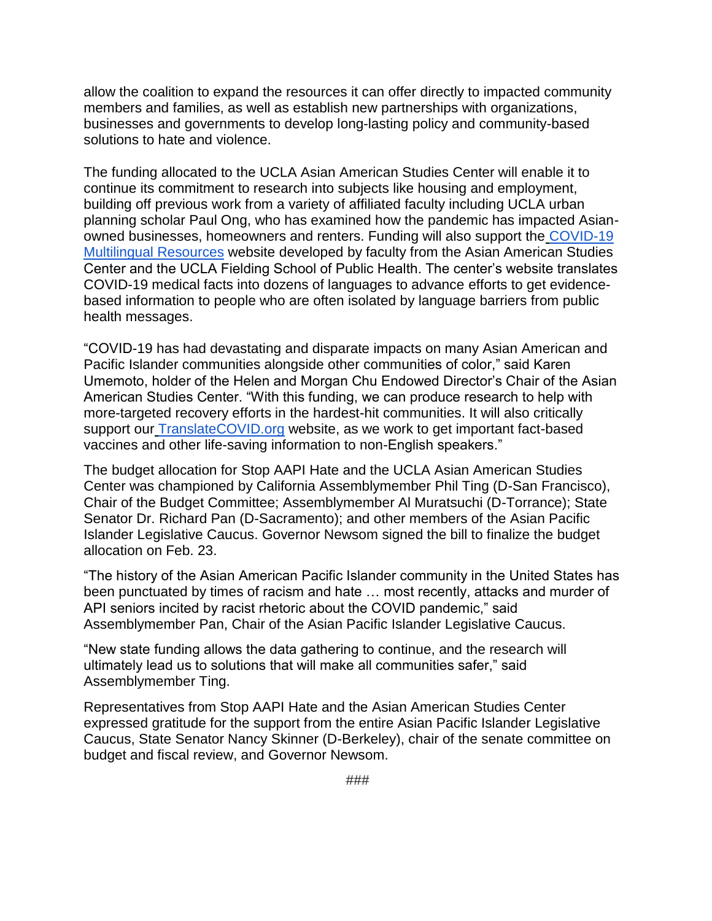allow the coalition to expand the resources it can offer directly to impacted community members and families, as well as establish new partnerships with organizations, businesses and governments to develop long-lasting policy and community-based solutions to hate and violence.

The funding allocated to the UCLA Asian American Studies Center will enable it to continue its commitment to research into subjects like housing and employment, building off previous work from a variety of affiliated faculty including UCLA urban planning scholar Paul Ong, who has examined how the pandemic has impacted Asian-owned businesses, homeowners and renters. Funding will also support the COVID-19 Multilingual Resources website developed by faculty from the Asian American Studies Center and the UCLA Fielding School of Public Health. The center's website translates COVID-19 medical facts into dozens of languages to advance efforts to get evidence-based information to people who are often isolated by language barriers from public health messages.

"COVID-19 has had devastating and disparate impacts on many Asian American and Pacific Islander communities alongside other communities of color," said Karen Umemoto, holder of the Helen and Morgan Chu Endowed Director's Chair of the Asian American Studies Center. "With this funding, we can produce research to help with more-targeted recovery efforts in the hardest-hit communities. It will also critically support our TranslateCOVID.org website, as we work to get important fact-based vaccines and other life-saving information to non-English speakers."

The budget allocation for Stop AAPI Hate and the UCLA Asian American Studies Center was championed by California Assemblymember Phil Ting (D-San Francisco), Chair of the Budget Committee; Assemblymember Al Muratsuchi (D-Torrance); State Senator Dr. Richard Pan (D-Sacramento); and other members of the Asian Pacific Islander Legislative Caucus. Governor Newsom signed the bill to finalize the budget allocation on Feb. 23.

"The history of the Asian American Pacific Islander community in the United States has been punctuated by times of racism and hate … most recently, attacks and murder of API seniors incited by racist rhetoric about the COVID pandemic," said Assemblymember Pan, Chair of the Asian Pacific Islander Legislative Caucus.

"New state funding allows the data gathering to continue, and the research will ultimately lead us to solutions that will make all communities safer," said Assemblymember Ting.

Representatives from Stop AAPI Hate and the Asian American Studies Center expressed gratitude for the support from the entire Asian Pacific Islander Legislative Caucus, State Senator Nancy Skinner (D-Berkeley), chair of the senate committee on budget and fiscal review, and Governor Newsom.

###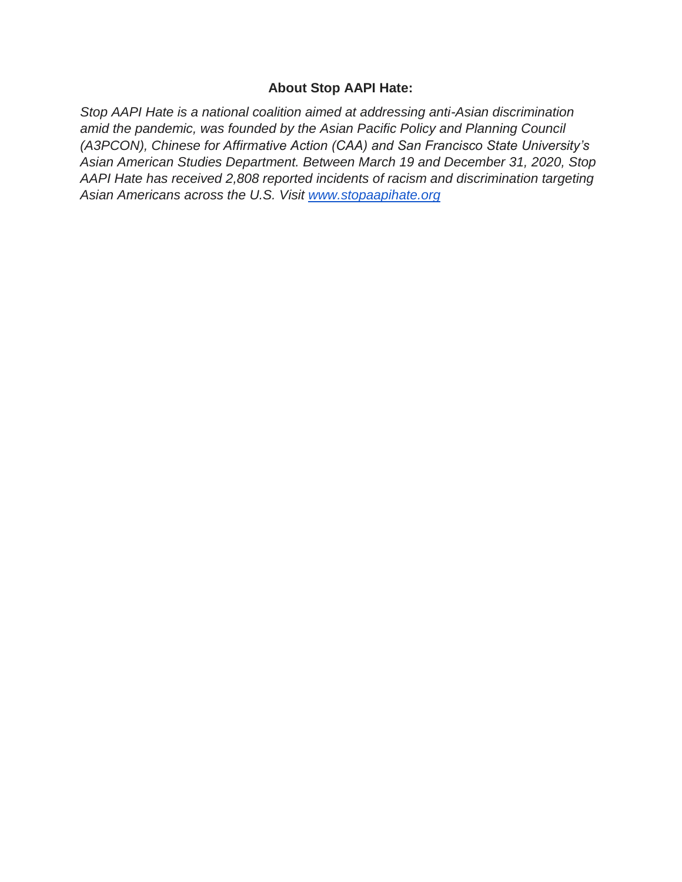**About Stop AAPI Hate:**

*Stop AAPI Hate is a national coalition aimed at addressing anti-Asian discrimination amid the pandemic, was founded by the Asian Pacific Policy and Planning Council (A3PCON), Chinese for Affirmative Action (CAA) and San Francisco State University's Asian American Studies Department. Between March 19 and December 31, 2020, Stop AAPI Hate has received 2,808 reported incidents of racism and discrimination targeting Asian Americans across the U.S. Visit [www.stopaapihate.org](http://www.stopaapihate.org)*